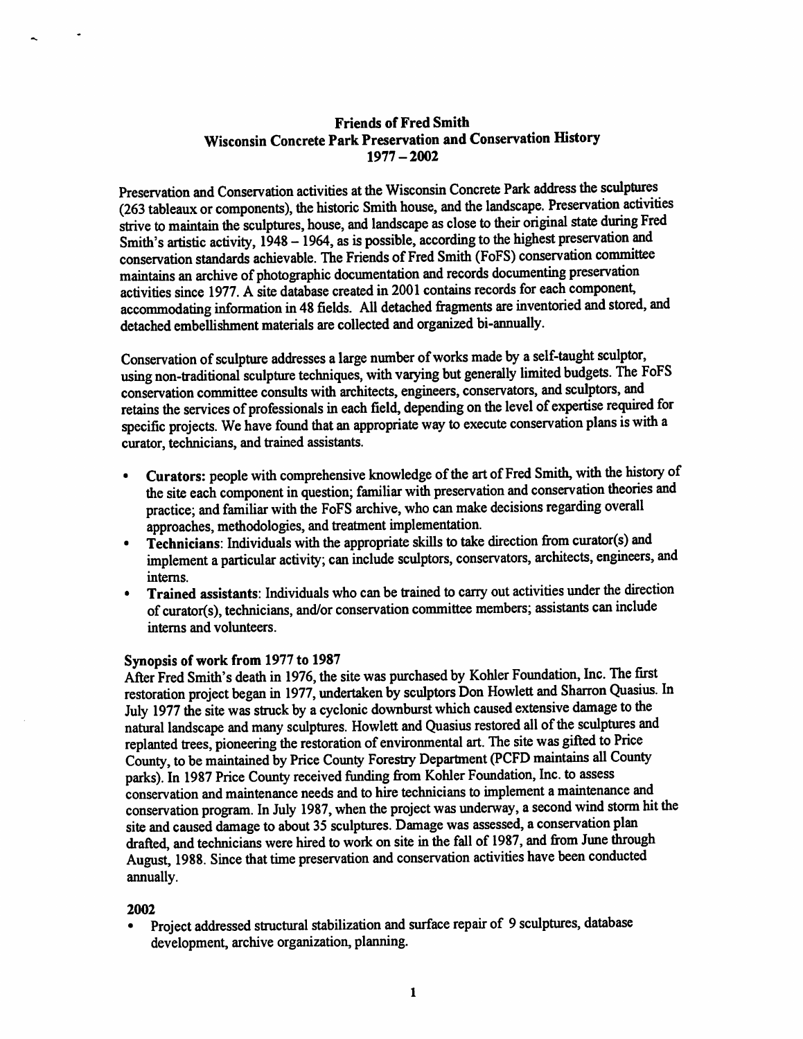# Friends of Fred Smith
## Wisconsin Concrete Park Preservation and Conservation History
## 1977 – 2002

Preservation and Conservation activities at the Wisconsin Concrete Park address the sculptures (263 tableaux or components), the historic Smith house, and the landscape. Preservation activities strive to maintain the sculptures, house, and landscape as close to their original state during Fred Smith's artistic activity, 1948 – 1964, as is possible, according to the highest preservation and conservation standards achievable. The Friends of Fred Smith (FoFS) conservation committee maintains an archive of photographic documentation and records documenting preservation activities since 1977. A site database created in 2001 contains records for each component, accommodating information in 48 fields. All detached fragments are inventoried and stored, and detached embellishment materials are collected and organized bi-annually.

Conservation of sculpture addresses a large number of works made by a self-taught sculptor, using non-traditional sculpture techniques, with varying but generally limited budgets. The FoFS conservation committee consults with architects, engineers, conservators, and sculptors, and retains the services of professionals in each field, depending on the level of expertise required for specific projects. We have found that an appropriate way to execute conservation plans is with a curator, technicians, and trained assistants.

- **Curators:** people with comprehensive knowledge of the art of Fred Smith, with the history of the site each component in question; familiar with preservation and conservation theories and practice; and familiar with the FoFS archive, who can make decisions regarding overall approaches, methodologies, and treatment implementation.
- **Technicians**: Individuals with the appropriate skills to take direction from curator(s) and implement a particular activity; can include sculptors, conservators, architects, engineers, and interns.
- **Trained assistants**: Individuals who can be trained to carry out activities under the direction of curator(s), technicians, and/or conservation committee members; assistants can include interns and volunteers.

### Synopsis of work from 1977 to 1987

After Fred Smith's death in 1976, the site was purchased by Kohler Foundation, Inc. The first restoration project began in 1977, undertaken by sculptors Don Howlett and Sharron Quasius. In July 1977 the site was struck by a cyclonic downburst which caused extensive damage to the natural landscape and many sculptures. Howlett and Quasius restored all of the sculptures and replanted trees, pioneering the restoration of environmental art. The site was gifted to Price County, to be maintained by Price County Forestry Department (PCFD maintains all County parks). In 1987 Price County received funding from Kohler Foundation, Inc. to assess conservation and maintenance needs and to hire technicians to implement a maintenance and conservation program. In July 1987, when the project was underway, a second wind storm hit the site and caused damage to about 35 sculptures. Damage was assessed, a conservation plan drafted, and technicians were hired to work on site in the fall of 1987, and from June through August, 1988. Since that time preservation and conservation activities have been conducted annually.

### 2002

- Project addressed structural stabilization and surface repair of 9 sculptures, database development, archive organization, planning.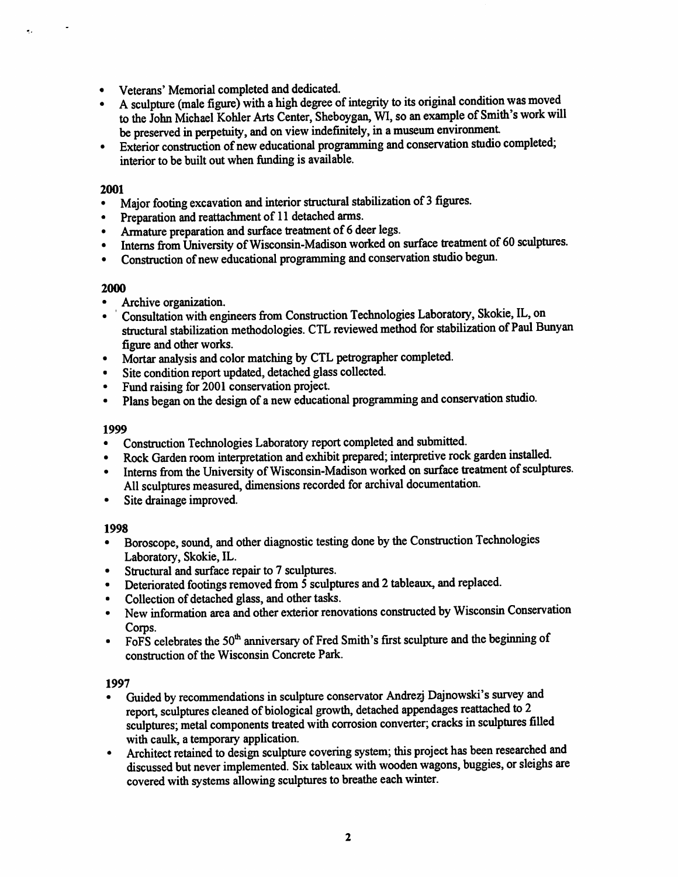- Veterans' Memorial completed and dedicated.
- A sculpture (male figure) with a high degree of integrity to its original condition was moved to the John Michael Kohler Arts Center, Sheboygan, WI, so an example of Smith's work will be preserved in perpetuity, and on view indefinitely, in a museum environment.
- Exterior construction of new educational programming and conservation studio completed; interior to be built out when funding is available.

**2001**

- Major footing excavation and interior structural stabilization of 3 figures.
- Preparation and reattachment of 11 detached arms.
- Armature preparation and surface treatment of 6 deer legs.
- Interns from University of Wisconsin-Madison worked on surface treatment of 60 sculptures.
- Construction of new educational programming and conservation studio begun.

**2000**

- Archive organization.
- Consultation with engineers from Construction Technologies Laboratory, Skokie, IL, on structural stabilization methodologies. CTL reviewed method for stabilization of Paul Bunyan figure and other works.
- Mortar analysis and color matching by CTL petrographer completed.
- Site condition report updated, detached glass collected.
- Fund raising for 2001 conservation project.
- Plans began on the design of a new educational programming and conservation studio.

**1999**

- Construction Technologies Laboratory report completed and submitted.
- Rock Garden room interpretation and exhibit prepared; interpretive rock garden installed.
- Interns from the University of Wisconsin-Madison worked on surface treatment of sculptures. All sculptures measured, dimensions recorded for archival documentation.
- Site drainage improved.

**1998**

- Boroscope, sound, and other diagnostic testing done by the Construction Technologies Laboratory, Skokie, IL.
- Structural and surface repair to 7 sculptures.
- Deteriorated footings removed from 5 sculptures and 2 tableaux, and replaced.
- Collection of detached glass, and other tasks.
- New information area and other exterior renovations constructed by Wisconsin Conservation Corps.
- FoFS celebrates the 50th anniversary of Fred Smith's first sculpture and the beginning of construction of the Wisconsin Concrete Park.

**1997**

- Guided by recommendations in sculpture conservator Andrezj Dajnowski's survey and report, sculptures cleaned of biological growth, detached appendages reattached to 2 sculptures; metal components treated with corrosion converter; cracks in sculptures filled with caulk, a temporary application.
- Architect retained to design sculpture covering system; this project has been researched and discussed but never implemented. Six tableaux with wooden wagons, buggies, or sleighs are covered with systems allowing sculptures to breathe each winter.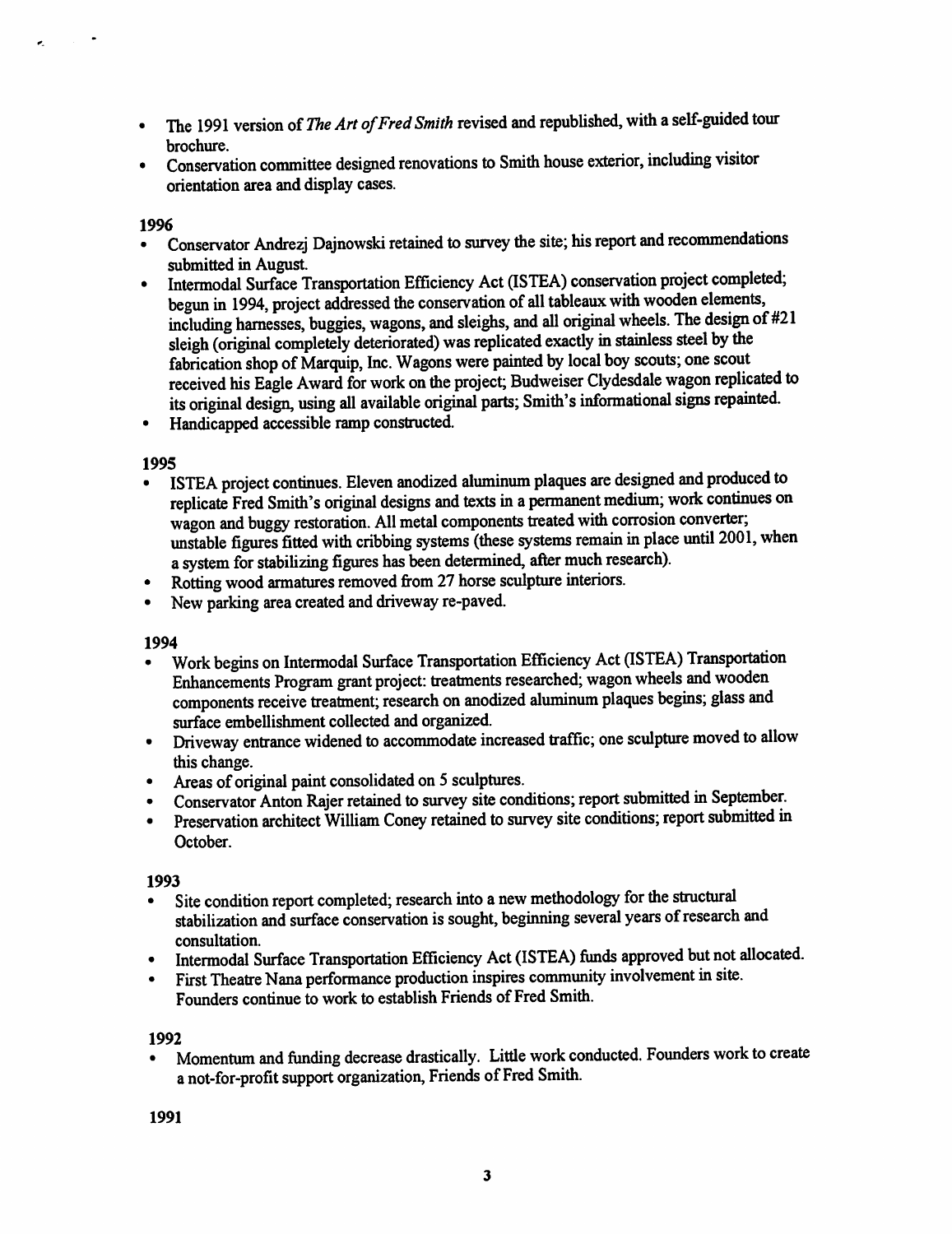- The 1991 version of *The Art of Fred Smith* revised and republished, with a self-guided tour brochure.
- Conservation committee designed renovations to Smith house exterior, including visitor orientation area and display cases.

**1996**

- Conservator Andrezj Dajnowski retained to survey the site; his report and recommendations submitted in August.
- Intermodal Surface Transportation Efficiency Act (ISTEA) conservation project completed; begun in 1994, project addressed the conservation of all tableaux with wooden elements, including harnesses, buggies, wagons, and sleighs, and all original wheels. The design of #21 sleigh (original completely deteriorated) was replicated exactly in stainless steel by the fabrication shop of Marquip, Inc. Wagons were painted by local boy scouts; one scout received his Eagle Award for work on the project; Budweiser Clydesdale wagon replicated to its original design, using all available original parts; Smith's informational signs repainted.
- Handicapped accessible ramp constructed.

**1995**

- ISTEA project continues. Eleven anodized aluminum plaques are designed and produced to replicate Fred Smith's original designs and texts in a permanent medium; work continues on wagon and buggy restoration. All metal components treated with corrosion converter; unstable figures fitted with cribbing systems (these systems remain in place until 2001, when a system for stabilizing figures has been determined, after much research).
- Rotting wood armatures removed from 27 horse sculpture interiors.
- New parking area created and driveway re-paved.

**1994**

- Work begins on Intermodal Surface Transportation Efficiency Act (ISTEA) Transportation Enhancements Program grant project: treatments researched; wagon wheels and wooden components receive treatment; research on anodized aluminum plaques begins; glass and surface embellishment collected and organized.
- Driveway entrance widened to accommodate increased traffic; one sculpture moved to allow this change.
- Areas of original paint consolidated on 5 sculptures.
- Conservator Anton Rajer retained to survey site conditions; report submitted in September.
- Preservation architect William Coney retained to survey site conditions; report submitted in October.

**1993**

- Site condition report completed; research into a new methodology for the structural stabilization and surface conservation is sought, beginning several years of research and consultation.
- Intermodal Surface Transportation Efficiency Act (ISTEA) funds approved but not allocated.
- First Theatre Nana performance production inspires community involvement in site. Founders continue to work to establish Friends of Fred Smith.

**1992**

- Momentum and funding decrease drastically. Little work conducted. Founders work to create a not-for-profit support organization, Friends of Fred Smith.

**1991**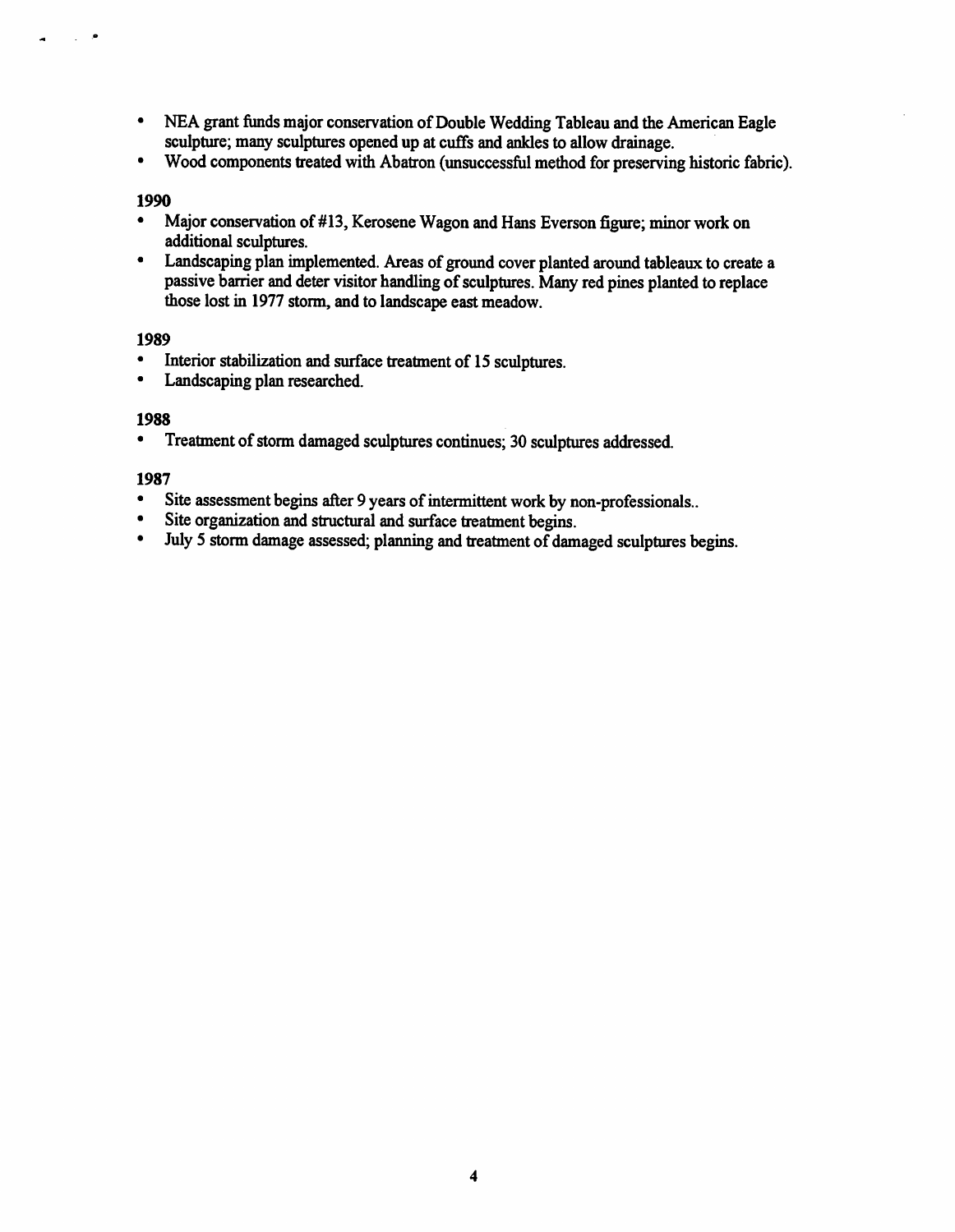- NEA grant funds major conservation of Double Wedding Tableau and the American Eagle sculpture; many sculptures opened up at cuffs and ankles to allow drainage.
- Wood components treated with Abatron (unsuccessful method for preserving historic fabric).

**1990**

- Major conservation of #13, Kerosene Wagon and Hans Everson figure; minor work on additional sculptures.
- Landscaping plan implemented. Areas of ground cover planted around tableaux to create a passive barrier and deter visitor handling of sculptures. Many red pines planted to replace those lost in 1977 storm, and to landscape east meadow.

**1989**

- Interior stabilization and surface treatment of 15 sculptures.
- Landscaping plan researched.

**1988**

- Treatment of storm damaged sculptures continues; 30 sculptures addressed.

**1987**

- Site assessment begins after 9 years of intermittent work by non-professionals..
- Site organization and structural and surface treatment begins.
- July 5 storm damage assessed; planning and treatment of damaged sculptures begins.